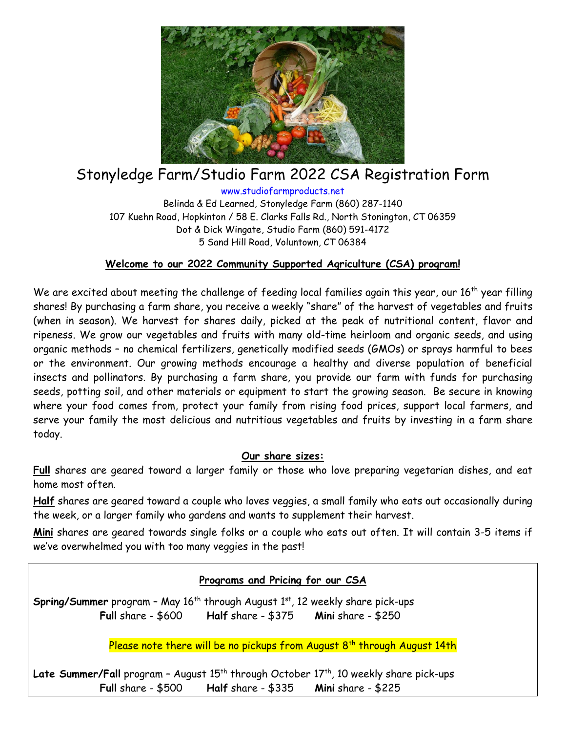# Stonyledge Farm/Studio Farm 2022 CSA Registration Form

www.studiofarmproducts.net

Belinda & Ed Learned, Stonyledge Farm (860) 287-1140

107 Kuehn Road, Hopkinton / 58 E. Clarks Falls Rd., North Stonington, CT 06359

Dot & Dick Wingate, Studio Farm (860) 591-4172

5 Sand Hill Road, Voluntown, CT 06384

## Welcome to our 2022 Community Supported Agriculture (CSA) program!

We are excited about meeting the challenge of feeding local families again this year, our 16th year filling shares! By purchasing a farm share, you receive a weekly "share" of the harvest of vegetables and fruits (when in season). We harvest for shares daily, picked at the peak of nutritional content, flavor and ripeness. We grow our vegetables and fruits with many old-time heirloom and organic seeds, and using organic methods – no chemical fertilizers, genetically modified seeds (GMOs) or sprays harmful to bees or the environment. Our growing methods encourage a healthy and diverse population of beneficial insects and pollinators. By purchasing a farm share, you provide our farm with funds for purchasing seeds, potting soil, and other materials or equipment to start the growing season. Be secure in knowing where your food comes from, protect your family from rising food prices, support local farmers, and serve your family the most delicious and nutritious vegetables and fruits by investing in a farm share today.

### Our share sizes:

**Full** shares are geared toward a larger family or those who love preparing vegetarian dishes, and eat home most often.

**Half** shares are geared toward a couple who loves veggies, a small family who eats out occasionally during the week, or a larger family who gardens and wants to supplement their harvest.

**Mini** shares are geared towards single folks or a couple who eats out often. It will contain 3-5 items if we've overwhelmed you with too many veggies in the past!

### Programs and Pricing for our CSA

**Spring/Summer** program – May 16th through August 1st, 12 weekly share pick-ups

**Full** share - $600 **Half** share - $375 **Mini** share - $250

Please note there will be no pickups from August 8th through August 14th

**Late Summer/Fall** program – August 15th through October 17th, 10 weekly share pick-ups

**Full** share - $500 **Half** share - $335 **Mini** share - $225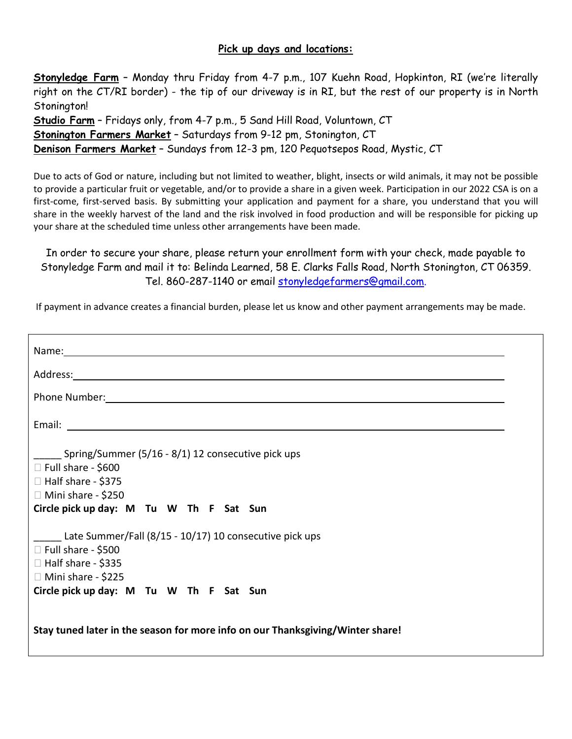## Pick up days and locations:

**Stonyledge Farm** – Monday thru Friday from 4-7 p.m., 107 Kuehn Road, Hopkinton, RI (we're literally right on the CT/RI border) - the tip of our driveway is in RI, but the rest of our property is in North Stonington!

**Studio Farm** – Fridays only, from 4-7 p.m., 5 Sand Hill Road, Voluntown, CT

**Stonington Farmers Market** – Saturdays from 9-12 pm, Stonington, CT

**Denison Farmers Market** – Sundays from 12-3 pm, 120 Pequotsepos Road, Mystic, CT

Due to acts of God or nature, including but not limited to weather, blight, insects or wild animals, it may not be possible to provide a particular fruit or vegetable, and/or to provide a share in a given week. Participation in our 2022 CSA is on a first-come, first-served basis. By submitting your application and payment for a share, you understand that you will share in the weekly harvest of the land and the risk involved in food production and will be responsible for picking up your share at the scheduled time unless other arrangements have been made.

In order to secure your share, please return your enrollment form with your check, made payable to Stonyledge Farm and mail it to: Belinda Learned, 58 E. Clarks Falls Road, North Stonington, CT 06359. Tel. 860-287-1140 or email stonyledgefarmers@gmail.com.

If payment in advance creates a financial burden, please let us know and other payment arrangements may be made.

Name: ______________________________

Address: ______________________________

Phone Number: ______________________________

Email: ______________________________

_____ Spring/Summer (5/16 - 8/1) 12 consecutive pick ups

☐ Full share - $600

☐ Half share - $375

☐ Mini share - $250

**Circle pick up day: M Tu W Th F Sat Sun**

_____ Late Summer/Fall (8/15 - 10/17) 10 consecutive pick ups

☐ Full share - $500

☐ Half share - $335

☐ Mini share - $225

**Circle pick up day: M Tu W Th F Sat Sun**

**Stay tuned later in the season for more info on our Thanksgiving/Winter share!**